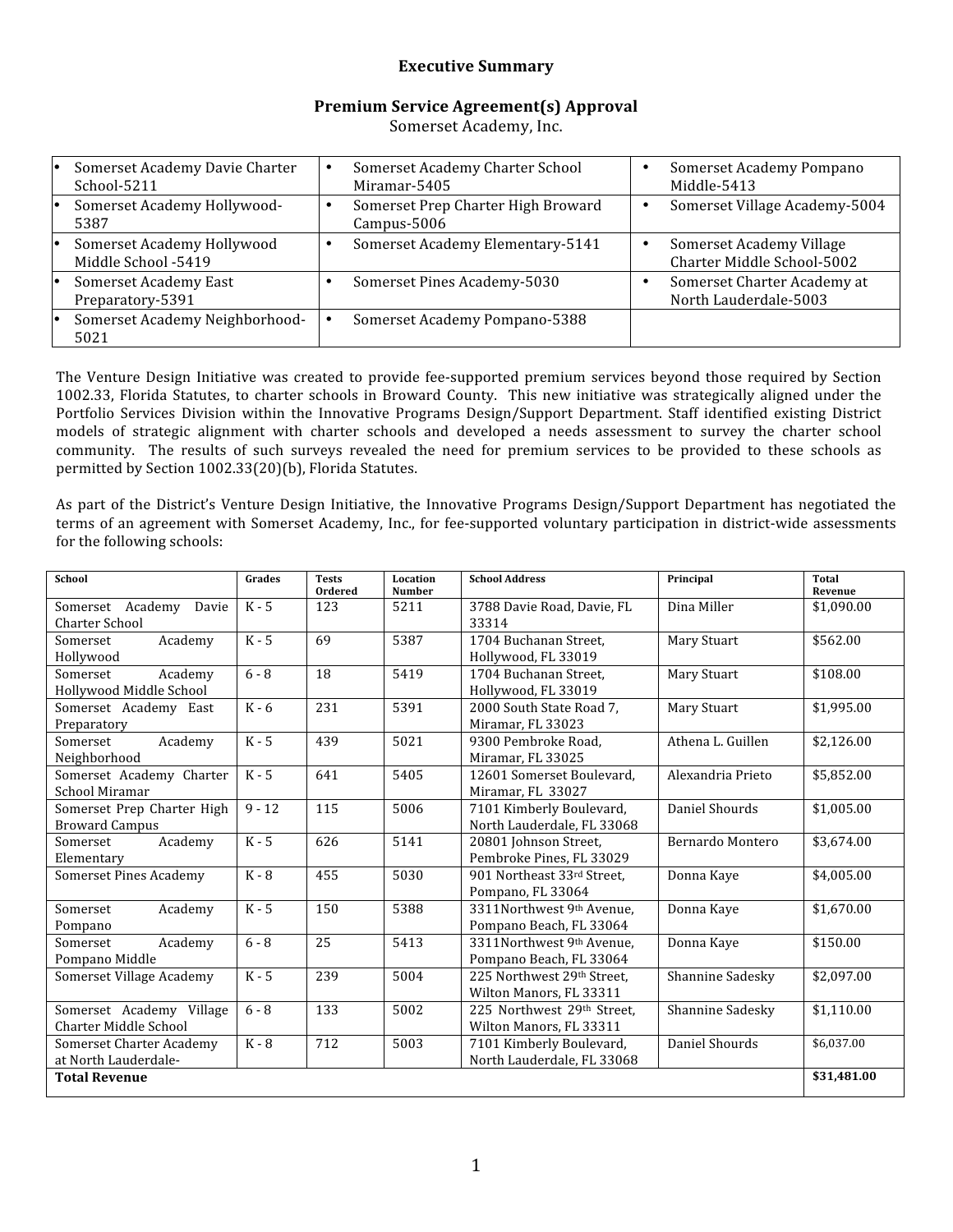# Executive Summary

## Premium Service Agreement(s) Approval

Somerset Academy, Inc.

| | | |
|---|---|---|
| • Somerset Academy Davie Charter School-5211 | • Somerset Academy Charter School Miramar-5405 | • Somerset Academy Pompano Middle-5413 |
| • Somerset Academy Hollywood-5387 | • Somerset Prep Charter High Broward Campus-5006 | • Somerset Village Academy-5004 |
| • Somerset Academy Hollywood Middle School -5419 | • Somerset Academy Elementary-5141 | • Somerset Academy Village Charter Middle School-5002 |
| • Somerset Academy East Preparatory-5391 | • Somerset Pines Academy-5030 | • Somerset Charter Academy at North Lauderdale-5003 |
| • Somerset Academy Neighborhood-5021 | • Somerset Academy Pompano-5388 | |

The Venture Design Initiative was created to provide fee-supported premium services beyond those required by Section 1002.33, Florida Statutes, to charter schools in Broward County. This new initiative was strategically aligned under the Portfolio Services Division within the Innovative Programs Design/Support Department. Staff identified existing District models of strategic alignment with charter schools and developed a needs assessment to survey the charter school community. The results of such surveys revealed the need for premium services to be provided to these schools as permitted by Section 1002.33(20)(b), Florida Statutes.

As part of the District's Venture Design Initiative, the Innovative Programs Design/Support Department has negotiated the terms of an agreement with Somerset Academy, Inc., for fee-supported voluntary participation in district-wide assessments for the following schools:

| School | Grades | Tests Ordered | Location Number | School Address | Principal | Total Revenue |
|---|---|---|---|---|---|---|
| Somerset Academy Davie Charter School | K - 5 | 123 | 5211 | 3788 Davie Road, Davie, FL 33314 | Dina Miller | $1,090.00 |
| Somerset Academy Hollywood | K - 5 | 69 | 5387 | 1704 Buchanan Street, Hollywood, FL 33019 | Mary Stuart | $562.00 |
| Somerset Academy Hollywood Middle School | 6 - 8 | 18 | 5419 | 1704 Buchanan Street, Hollywood, FL 33019 | Mary Stuart | $108.00 |
| Somerset Academy East Preparatory | K - 6 | 231 | 5391 | 2000 South State Road 7, Miramar, FL 33023 | Mary Stuart | $1,995.00 |
| Somerset Academy Neighborhood | K - 5 | 439 | 5021 | 9300 Pembroke Road, Miramar, FL 33025 | Athena L. Guillen | $2,126.00 |
| Somerset Academy Charter School Miramar | K - 5 | 641 | 5405 | 12601 Somerset Boulevard, Miramar, FL 33027 | Alexandria Prieto | $5,852.00 |
| Somerset Prep Charter High Broward Campus | 9 - 12 | 115 | 5006 | 7101 Kimberly Boulevard, North Lauderdale, FL 33068 | Daniel Shourds | $1,005.00 |
| Somerset Academy Elementary | K - 5 | 626 | 5141 | 20801 Johnson Street, Pembroke Pines, FL 33029 | Bernardo Montero | $3,674.00 |
| Somerset Pines Academy | K - 8 | 455 | 5030 | 901 Northeast 33rd Street, Pompano, FL 33064 | Donna Kaye | $4,005.00 |
| Somerset Academy Pompano | K - 5 | 150 | 5388 | 3311Northwest 9th Avenue, Pompano Beach, FL 33064 | Donna Kaye | $1,670.00 |
| Somerset Academy Pompano Middle | 6 - 8 | 25 | 5413 | 3311Northwest 9th Avenue, Pompano Beach, FL 33064 | Donna Kaye | $150.00 |
| Somerset Village Academy | K - 5 | 239 | 5004 | 225 Northwest 29th Street, Wilton Manors, FL 33311 | Shannine Sadesky | $2,097.00 |
| Somerset Academy Village Charter Middle School | 6 - 8 | 133 | 5002 | 225 Northwest 29th Street, Wilton Manors, FL 33311 | Shannine Sadesky | $1,110.00 |
| Somerset Charter Academy at North Lauderdale- | K - 8 | 712 | 5003 | 7101 Kimberly Boulevard, North Lauderdale, FL 33068 | Daniel Shourds | $6,037.00 |
| **Total Revenue** | | | | | | **$31,481.00** |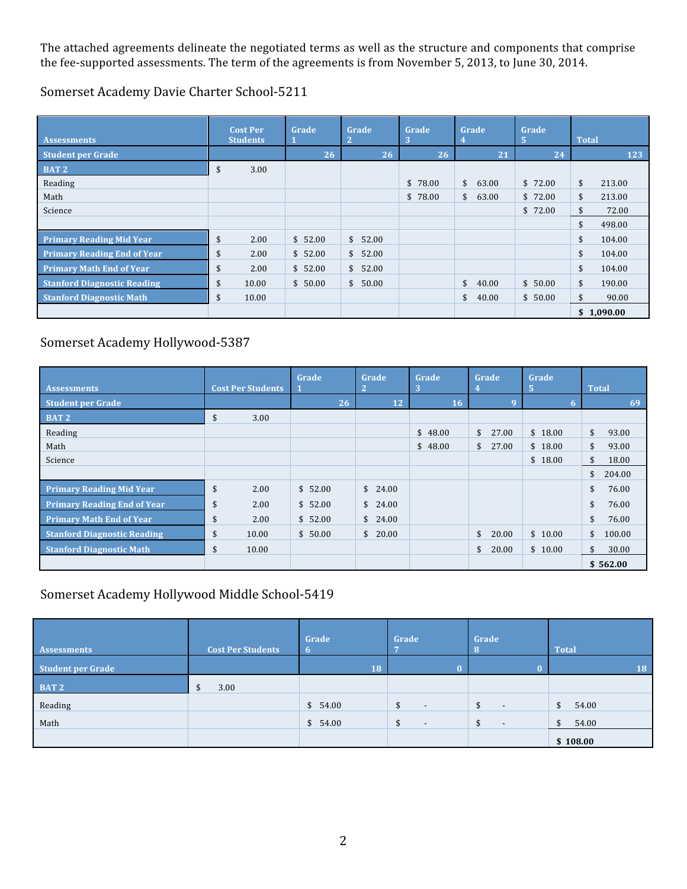The attached agreements delineate the negotiated terms as well as the structure and components that comprise the fee-supported assessments. The term of the agreements is from November 5, 2013, to June 30, 2014.

## Somerset Academy Davie Charter School-5211

| Assessments | Cost Per Students | Grade 1 | Grade 2 | Grade 3 | Grade 4 | Grade 5 | Total |
|---|---|---|---|---|---|---|---|
| **Student per Grade** | | 26 | 26 | 26 | 21 | 24 | 123 |
| **BAT 2** | $ 3.00 | | | | | | |
| Reading | | | | $ 78.00 | $ 63.00 | $ 72.00 | $ 213.00 |
| Math | | | | $ 78.00 | $ 63.00 | $ 72.00 | $ 213.00 |
| Science | | | | | | $ 72.00 | $ 72.00 |
| | | | | | | | $ 498.00 |
| **Primary Reading Mid Year** | $ 2.00 | $ 52.00 | $ 52.00 | | | | $ 104.00 |
| **Primary Reading End of Year** | $ 2.00 | $ 52.00 | $ 52.00 | | | | $ 104.00 |
| **Primary Math End of Year** | $ 2.00 | $ 52.00 | $ 52.00 | | | | $ 104.00 |
| **Stanford Diagnostic Reading** | $ 10.00 | $ 50.00 | $ 50.00 | | $ 40.00 | $ 50.00 | $ 190.00 |
| **Stanford Diagnostic Math** | $ 10.00 | | | | $ 40.00 | $ 50.00 | $ 90.00 |
| | | | | | | | **$ 1,090.00** |

## Somerset Academy Hollywood-5387

| Assessments | Cost Per Students | Grade 1 | Grade 2 | Grade 3 | Grade 4 | Grade 5 | Total |
|---|---|---|---|---|---|---|---|
| **Student per Grade** | | 26 | 12 | 16 | 9 | 6 | 69 |
| **BAT 2** | $ 3.00 | | | | | | |
| Reading | | | | $ 48.00 | $ 27.00 | $ 18.00 | $ 93.00 |
| Math | | | | $ 48.00 | $ 27.00 | $ 18.00 | $ 93.00 |
| Science | | | | | | $ 18.00 | $ 18.00 |
| | | | | | | | $ 204.00 |
| **Primary Reading Mid Year** | $ 2.00 | $ 52.00 | $ 24.00 | | | | $ 76.00 |
| **Primary Reading End of Year** | $ 2.00 | $ 52.00 | $ 24.00 | | | | $ 76.00 |
| **Primary Math End of Year** | $ 2.00 | $ 52.00 | $ 24.00 | | | | $ 76.00 |
| **Stanford Diagnostic Reading** | $ 10.00 | $ 50.00 | $ 20.00 | | $ 20.00 | $ 10.00 | $ 100.00 |
| **Stanford Diagnostic Math** | $ 10.00 | | | | $ 20.00 | $ 10.00 | $ 30.00 |
| | | | | | | | **$ 562.00** |

## Somerset Academy Hollywood Middle School-5419

| Assessments | Cost Per Students | Grade 6 | Grade 7 | Grade 8 | Total |
|---|---|---|---|---|---|
| **Student per Grade** | | 18 | 0 | 0 | 18 |
| **BAT 2** | $ 3.00 | | | | |
| Reading | | $ 54.00 | $ - | $ - | $ 54.00 |
| Math | | $ 54.00 | $ - | $ - | $ 54.00 |
| | | | | | **$ 108.00** |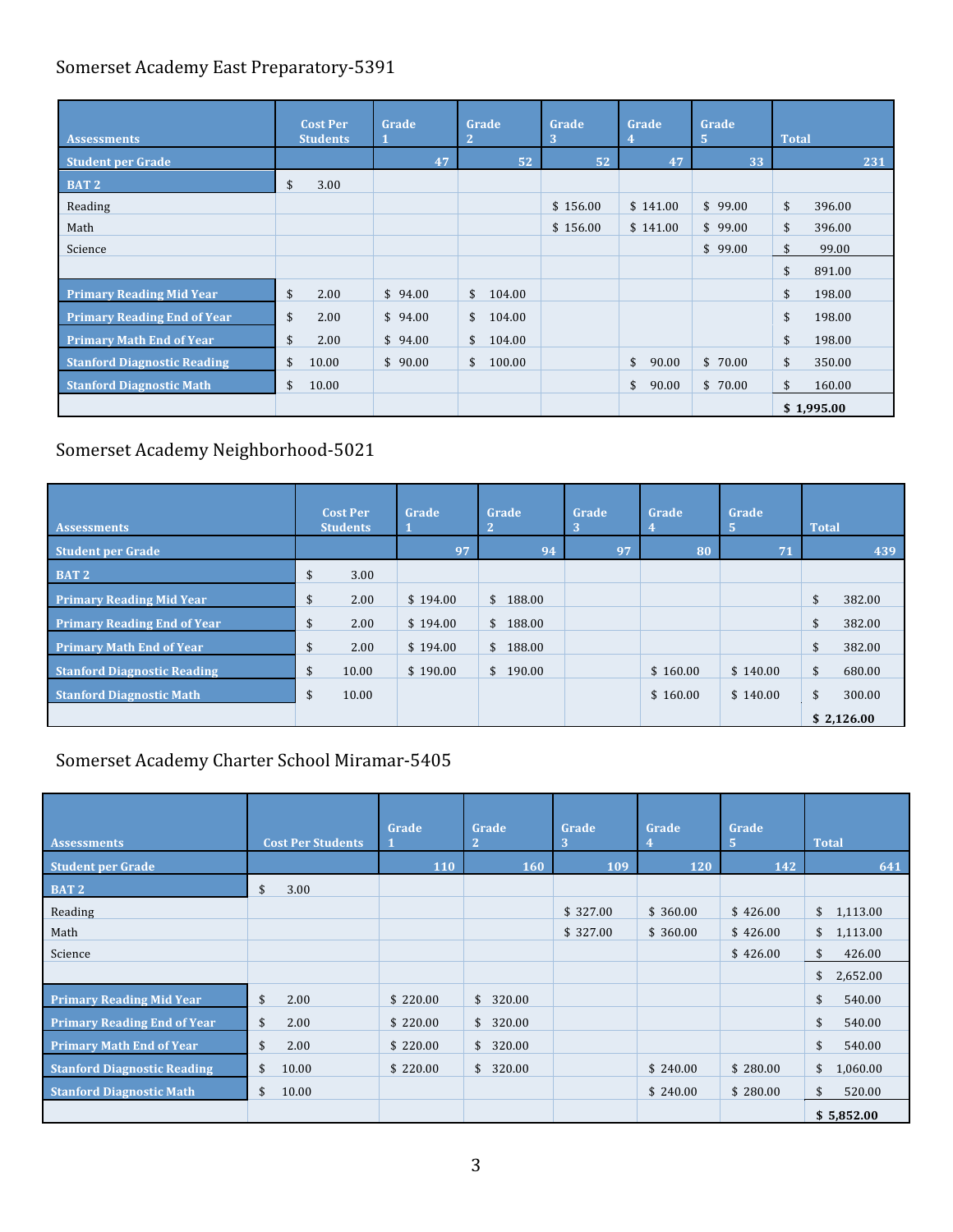## Somerset Academy East Preparatory-5391

| Assessments | Cost Per Students | Grade 1 | Grade 2 | Grade 3 | Grade 4 | Grade 5 | Total |
|---|---|---|---|---|---|---|---|
| **Student per Grade** | | 47 | 52 | 52 | 47 | 33 | 231 |
| **BAT 2** | $ 3.00 | | | | | | |
| Reading | | | | $ 156.00 | $ 141.00 | $ 99.00 | $ 396.00 |
| Math | | | | $ 156.00 | $ 141.00 | $ 99.00 | $ 396.00 |
| Science | | | | | | $ 99.00 | $ 99.00 |
| | | | | | | | $ 891.00 |
| **Primary Reading Mid Year** | $ 2.00 | $ 94.00 | $ 104.00 | | | | $ 198.00 |
| **Primary Reading End of Year** | $ 2.00 | $ 94.00 | $ 104.00 | | | | $ 198.00 |
| **Primary Math End of Year** | $ 2.00 | $ 94.00 | $ 104.00 | | | | $ 198.00 |
| **Stanford Diagnostic Reading** | $ 10.00 | $ 90.00 | $ 100.00 | | $ 90.00 | $ 70.00 | $ 350.00 |
| **Stanford Diagnostic Math** | $ 10.00 | | | | $ 90.00 | $ 70.00 | $ 160.00 |
| | | | | | | | **$ 1,995.00** |

## Somerset Academy Neighborhood-5021

| Assessments | Cost Per Students | Grade 1 | Grade 2 | Grade 3 | Grade 4 | Grade 5 | Total |
|---|---|---|---|---|---|---|---|
| **Student per Grade** | | 97 | 94 | 97 | 80 | 71 | 439 |
| **BAT 2** | $ 3.00 | | | | | | |
| **Primary Reading Mid Year** | $ 2.00 | $ 194.00 | $ 188.00 | | | | $ 382.00 |
| **Primary Reading End of Year** | $ 2.00 | $ 194.00 | $ 188.00 | | | | $ 382.00 |
| **Primary Math End of Year** | $ 2.00 | $ 194.00 | $ 188.00 | | | | $ 382.00 |
| **Stanford Diagnostic Reading** | $ 10.00 | $ 190.00 | $ 190.00 | | $ 160.00 | $ 140.00 | $ 680.00 |
| **Stanford Diagnostic Math** | $ 10.00 | | | | $ 160.00 | $ 140.00 | $ 300.00 |
| | | | | | | | **$ 2,126.00** |

## Somerset Academy Charter School Miramar-5405

| Assessments | Cost Per Students | Grade 1 | Grade 2 | Grade 3 | Grade 4 | Grade 5 | Total |
|---|---|---|---|---|---|---|---|
| **Student per Grade** | | 110 | 160 | 109 | 120 | 142 | 641 |
| **BAT 2** | $ 3.00 | | | | | | |
| Reading | | | | $ 327.00 | $ 360.00 | $ 426.00 | $ 1,113.00 |
| Math | | | | $ 327.00 | $ 360.00 | $ 426.00 | $ 1,113.00 |
| Science | | | | | | $ 426.00 | $ 426.00 |
| | | | | | | | $ 2,652.00 |
| **Primary Reading Mid Year** | $ 2.00 | $ 220.00 | $ 320.00 | | | | $ 540.00 |
| **Primary Reading End of Year** | $ 2.00 | $ 220.00 | $ 320.00 | | | | $ 540.00 |
| **Primary Math End of Year** | $ 2.00 | $ 220.00 | $ 320.00 | | | | $ 540.00 |
| **Stanford Diagnostic Reading** | $ 10.00 | $ 220.00 | $ 320.00 | | $ 240.00 | $ 280.00 | $ 1,060.00 |
| **Stanford Diagnostic Math** | $ 10.00 | | | | $ 240.00 | $ 280.00 | $ 520.00 |
| | | | | | | | **$ 5,852.00** |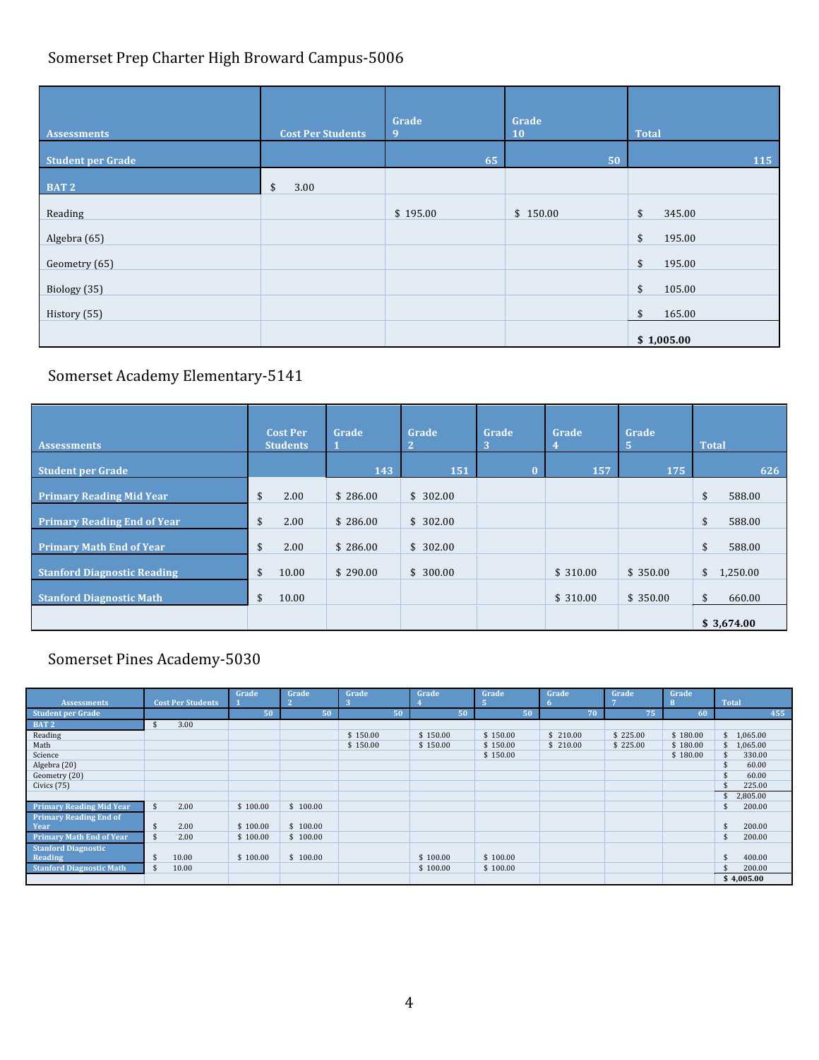## Somerset Prep Charter High Broward Campus-5006

| Assessments | Cost Per Students | Grade 9 | Grade 10 | Total |
|---|---|---|---|---|
| Student per Grade | | 65 | 50 | 115 |
| BAT 2 | $ 3.00 | | | |
| Reading | | $ 195.00 | $ 150.00 | $ 345.00 |
| Algebra (65) | | | | $ 195.00 |
| Geometry (65) | | | | $ 195.00 |
| Biology (35) | | | | $ 105.00 |
| History (55) | | | | $ 165.00 |
| | | | | **$ 1,005.00** |

## Somerset Academy Elementary-5141

| Assessments | Cost Per Students | Grade 1 | Grade 2 | Grade 3 | Grade 4 | Grade 5 | Total |
|---|---|---|---|---|---|---|---|
| Student per Grade | | 143 | 151 | 0 | 157 | 175 | 626 |
| Primary Reading Mid Year | $ 2.00 | $ 286.00 | $ 302.00 | | | | $ 588.00 |
| Primary Reading End of Year | $ 2.00 | $ 286.00 | $ 302.00 | | | | $ 588.00 |
| Primary Math End of Year | $ 2.00 | $ 286.00 | $ 302.00 | | | | $ 588.00 |
| Stanford Diagnostic Reading | $ 10.00 | $ 290.00 | $ 300.00 | | $ 310.00 | $ 350.00 | $ 1,250.00 |
| Stanford Diagnostic Math | $ 10.00 | | | | $ 310.00 | $ 350.00 | $ 660.00 |
| | | | | | | | **$ 3,674.00** |

## Somerset Pines Academy-5030

| Assessments | Cost Per Students | Grade 1 | Grade 2 | Grade 3 | Grade 4 | Grade 5 | Grade 6 | Grade 7 | Grade 8 | Total |
|---|---|---|---|---|---|---|---|---|---|---|
| Student per Grade | | 50 | 50 | 50 | 50 | 50 | 70 | 75 | 60 | 455 |
| BAT 2 | $ 3.00 | | | | | | | | | |
| Reading | | | | $ 150.00 | $ 150.00 | $ 150.00 | $ 210.00 | $ 225.00 | $ 180.00 | $ 1,065.00 |
| Math | | | | $ 150.00 | $ 150.00 | $ 150.00 | $ 210.00 | $ 225.00 | $ 180.00 | $ 1,065.00 |
| Science | | | | | | $ 150.00 | | | $ 180.00 | $ 330.00 |
| Algebra (20) | | | | | | | | | | $ 60.00 |
| Geometry (20) | | | | | | | | | | $ 60.00 |
| Civics (75) | | | | | | | | | | $ 225.00 |
| | | | | | | | | | | $ 2,805.00 |
| Primary Reading Mid Year | $ 2.00 | $ 100.00 | $ 100.00 | | | | | | | $ 200.00 |
| Primary Reading End of Year | $ 2.00 | $ 100.00 | $ 100.00 | | | | | | | $ 200.00 |
| Primary Math End of Year | $ 2.00 | $ 100.00 | $ 100.00 | | | | | | | $ 200.00 |
| Stanford Diagnostic Reading | $ 10.00 | $ 100.00 | $ 100.00 | | $ 100.00 | $ 100.00 | | | | $ 400.00 |
| Stanford Diagnostic Math | $ 10.00 | | | | $ 100.00 | $ 100.00 | | | | $ 200.00 |
| | | | | | | | | | | **$ 4,005.00** |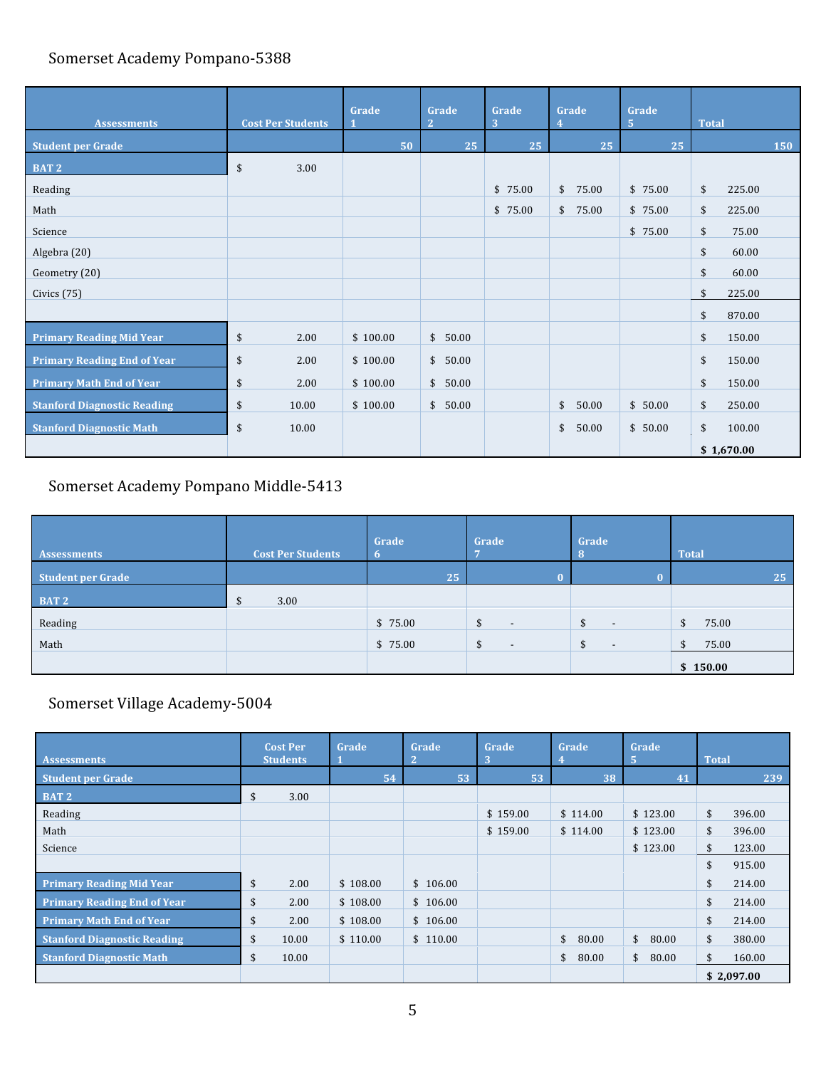## Somerset Academy Pompano-5388

| Assessments | Cost Per Students | Grade 1 | Grade 2 | Grade 3 | Grade 4 | Grade 5 | Total |
|---|---|---|---|---|---|---|---|
| **Student per Grade** | | 50 | 25 | 25 | 25 | 25 | 150 |
| **BAT 2** | $ 3.00 | | | | | | |
| Reading | | | | $ 75.00 | $ 75.00 | $ 75.00 | $ 225.00 |
| Math | | | | $ 75.00 | $ 75.00 | $ 75.00 | $ 225.00 |
| Science | | | | | | $ 75.00 | $ 75.00 |
| Algebra (20) | | | | | | | $ 60.00 |
| Geometry (20) | | | | | | | $ 60.00 |
| Civics (75) | | | | | | | $ 225.00 |
| | | | | | | | $ 870.00 |
| **Primary Reading Mid Year** | $ 2.00 | $ 100.00 | $ 50.00 | | | | $ 150.00 |
| **Primary Reading End of Year** | $ 2.00 | $ 100.00 | $ 50.00 | | | | $ 150.00 |
| **Primary Math End of Year** | $ 2.00 | $ 100.00 | $ 50.00 | | | | $ 150.00 |
| **Stanford Diagnostic Reading** | $ 10.00 | $ 100.00 | $ 50.00 | | $ 50.00 | $ 50.00 | $ 250.00 |
| **Stanford Diagnostic Math** | $ 10.00 | | | | $ 50.00 | $ 50.00 | $ 100.00 |
| | | | | | | | **$ 1,670.00** |

## Somerset Academy Pompano Middle-5413

| Assessments | Cost Per Students | Grade 6 | Grade 7 | Grade 8 | Total |
|---|---|---|---|---|---|
| **Student per Grade** | | 25 | 0 | 0 | 25 |
| **BAT 2** | $ 3.00 | | | | |
| Reading | | $ 75.00 | $ - | $ - | $ 75.00 |
| Math | | $ 75.00 | $ - | $ - | $ 75.00 |
| | | | | | **$ 150.00** |

## Somerset Village Academy-5004

| Assessments | Cost Per Students | Grade 1 | Grade 2 | Grade 3 | Grade 4 | Grade 5 | Total |
|---|---|---|---|---|---|---|---|
| **Student per Grade** | | 54 | 53 | 53 | 38 | 41 | 239 |
| **BAT 2** | $ 3.00 | | | | | | |
| Reading | | | | $ 159.00 | $ 114.00 | $ 123.00 | $ 396.00 |
| Math | | | | $ 159.00 | $ 114.00 | $ 123.00 | $ 396.00 |
| Science | | | | | | $ 123.00 | $ 123.00 |
| | | | | | | | $ 915.00 |
| **Primary Reading Mid Year** | $ 2.00 | $ 108.00 | $ 106.00 | | | | $ 214.00 |
| **Primary Reading End of Year** | $ 2.00 | $ 108.00 | $ 106.00 | | | | $ 214.00 |
| **Primary Math End of Year** | $ 2.00 | $ 108.00 | $ 106.00 | | | | $ 214.00 |
| **Stanford Diagnostic Reading** | $ 10.00 | $ 110.00 | $ 110.00 | | $ 80.00 | $ 80.00 | $ 380.00 |
| **Stanford Diagnostic Math** | $ 10.00 | | | | $ 80.00 | $ 80.00 | $ 160.00 |
| | | | | | | | **$ 2,097.00** |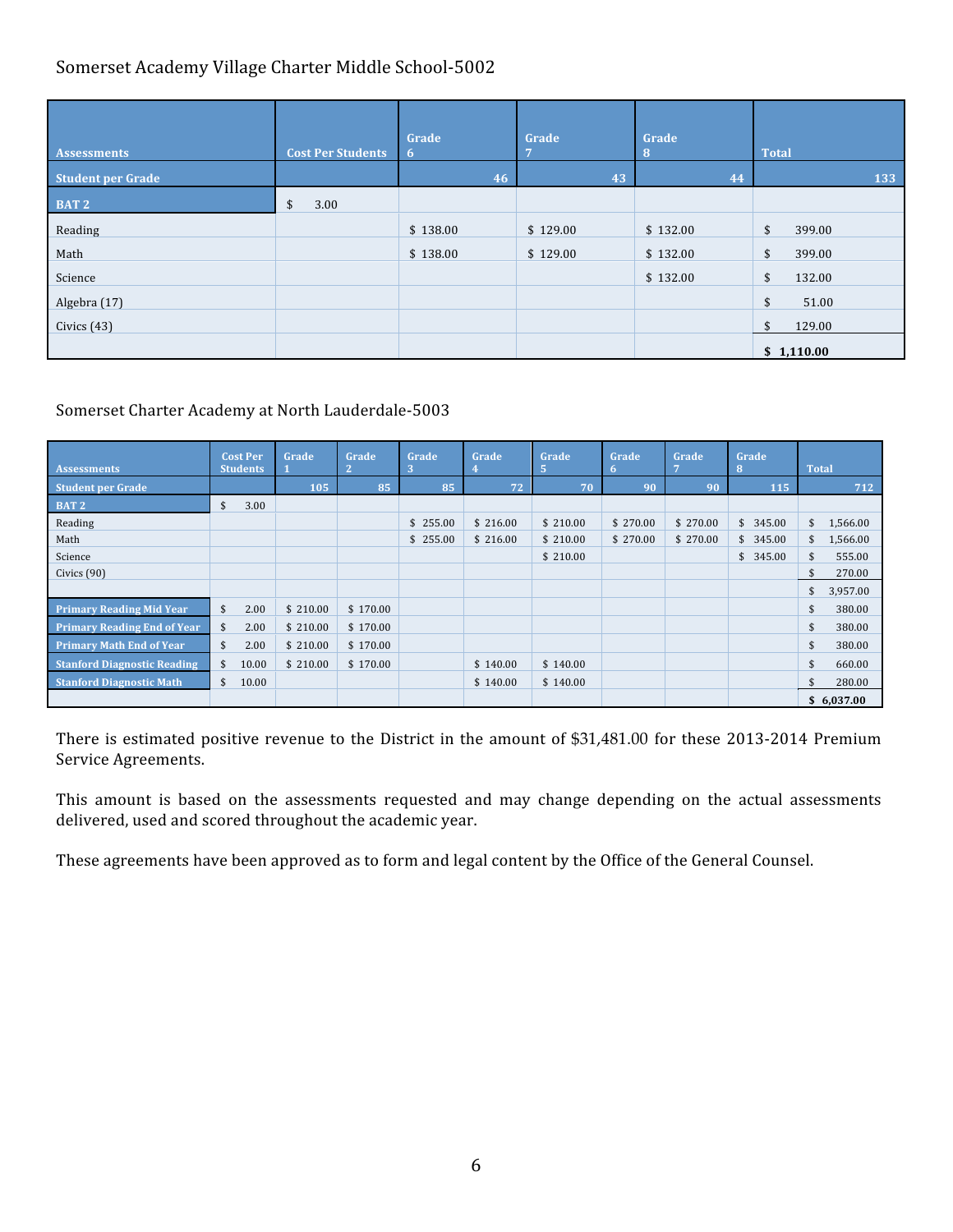Somerset Academy Village Charter Middle School-5002

| Assessments | Cost Per Students | Grade 6 | Grade 7 | Grade 8 | Total |
|---|---|---|---|---|---|
| **Student per Grade** | | 46 | 43 | 44 | 133 |
| **BAT 2** | $ 3.00 | | | | |
| Reading | | $ 138.00 | $ 129.00 | $ 132.00 | $ 399.00 |
| Math | | $ 138.00 | $ 129.00 | $ 132.00 | $ 399.00 |
| Science | | | | $ 132.00 | $ 132.00 |
| Algebra (17) | | | | | $ 51.00 |
| Civics (43) | | | | | $ 129.00 |
| | | | | | **$ 1,110.00** |

Somerset Charter Academy at North Lauderdale-5003

| Assessments | Cost Per Students | Grade 1 | Grade 2 | Grade 3 | Grade 4 | Grade 5 | Grade 6 | Grade 7 | Grade 8 | Total |
|---|---|---|---|---|---|---|---|---|---|---|
| **Student per Grade** | | 105 | 85 | 85 | 72 | 70 | 90 | 90 | 115 | 712 |
| **BAT 2** | $ 3.00 | | | | | | | | | |
| Reading | | | | $ 255.00 | $ 216.00 | $ 210.00 | $ 270.00 | $ 270.00 | $ 345.00 | $ 1,566.00 |
| Math | | | | $ 255.00 | $ 216.00 | $ 210.00 | $ 270.00 | $ 270.00 | $ 345.00 | $ 1,566.00 |
| Science | | | | | | $ 210.00 | | | $ 345.00 | $ 555.00 |
| Civics (90) | | | | | | | | | | $ 270.00 |
| | | | | | | | | | | $ 3,957.00 |
| **Primary Reading Mid Year** | $ 2.00 | $ 210.00 | $ 170.00 | | | | | | | $ 380.00 |
| **Primary Reading End of Year** | $ 2.00 | $ 210.00 | $ 170.00 | | | | | | | $ 380.00 |
| **Primary Math End of Year** | $ 2.00 | $ 210.00 | $ 170.00 | | | | | | | $ 380.00 |
| **Stanford Diagnostic Reading** | $ 10.00 | $ 210.00 | $ 170.00 | | $ 140.00 | $ 140.00 | | | | $ 660.00 |
| **Stanford Diagnostic Math** | $ 10.00 | | | | $ 140.00 | $ 140.00 | | | | $ 280.00 |
| | | | | | | | | | | **$ 6,037.00** |

There is estimated positive revenue to the District in the amount of $31,481.00 for these 2013-2014 Premium Service Agreements.

This amount is based on the assessments requested and may change depending on the actual assessments delivered, used and scored throughout the academic year.

These agreements have been approved as to form and legal content by the Office of the General Counsel.